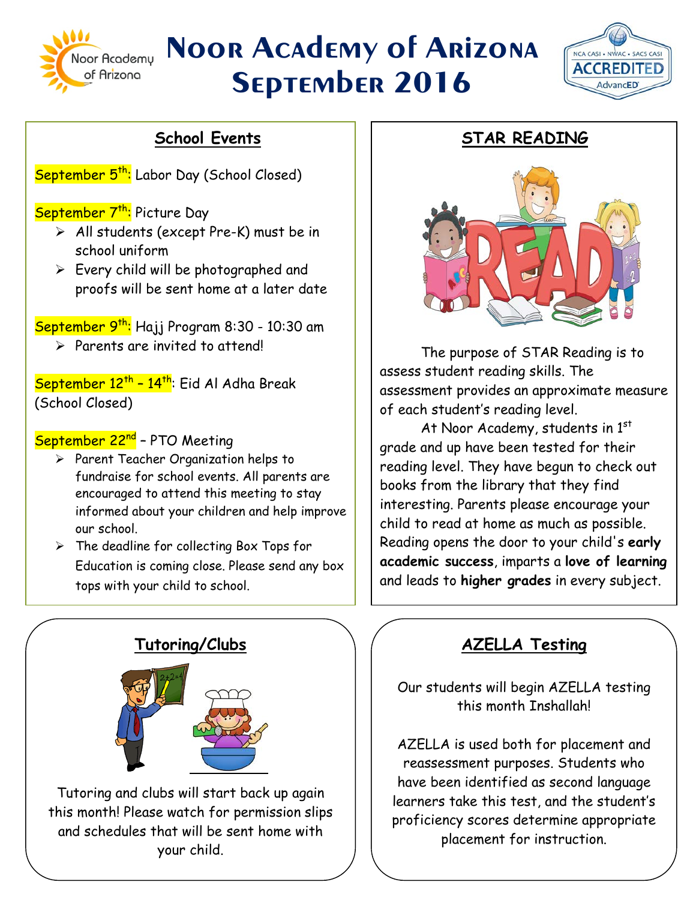# Noor Academy of Arizona September 2016

## School Events

September 5th: Labor Day (School Closed)

September 7th: Picture Day

- All students (except Pre-K) must be in school uniform
- Every child will be photographed and proofs will be sent home at a later date

September 9th: Hajj Program 8:30 - 10:30 am

- Parents are invited to attend!

September 12th – 14th: Eid Al Adha Break (School Closed)

September 22nd – PTO Meeting

- Parent Teacher Organization helps to fundraise for school events. All parents are encouraged to attend this meeting to stay informed about your children and help improve our school.
- The deadline for collecting Box Tops for Education is coming close. Please send any box tops with your child to school.

## STAR READING

The purpose of STAR Reading is to assess student reading skills. The assessment provides an approximate measure of each student's reading level.

At Noor Academy, students in 1st grade and up have been tested for their reading level. They have begun to check out books from the library that they find interesting. Parents please encourage your child to read at home as much as possible. Reading opens the door to your child's **early academic success**, imparts a **love of learning** and leads to **higher grades** in every subject.

## Tutoring/Clubs

Tutoring and clubs will start back up again this month! Please watch for permission slips and schedules that will be sent home with your child.

## AZELLA Testing

Our students will begin AZELLA testing this month Inshallah!

AZELLA is used both for placement and reassessment purposes. Students who have been identified as second language learners take this test, and the student's proficiency scores determine appropriate placement for instruction.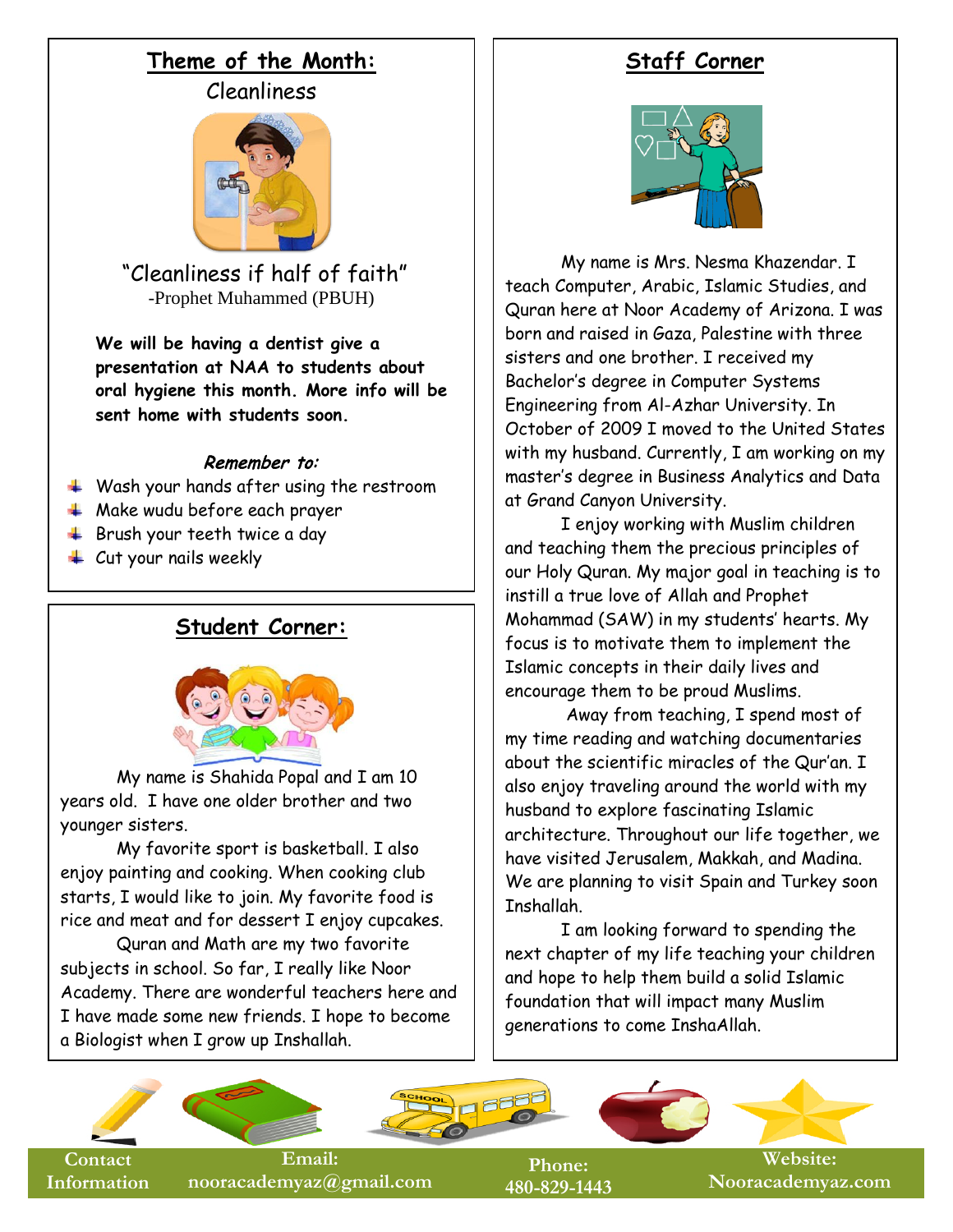## Theme of the Month:

Cleanliness

"Cleanliness if half of faith"
-Prophet Muhammed (PBUH)

**We will be having a dentist give a presentation at NAA to students about oral hygiene this month. More info will be sent home with students soon.**

***Remember to:***

- Wash your hands after using the restroom
- Make wudu before each prayer
- Brush your teeth twice a day
- Cut your nails weekly

## Student Corner:

My name is Shahida Popal and I am 10 years old. I have one older brother and two younger sisters.

My favorite sport is basketball. I also enjoy painting and cooking. When cooking club starts, I would like to join. My favorite food is rice and meat and for dessert I enjoy cupcakes.

Quran and Math are my two favorite subjects in school. So far, I really like Noor Academy. There are wonderful teachers here and I have made some new friends. I hope to become a Biologist when I grow up Inshallah.

## Staff Corner

My name is Mrs. Nesma Khazendar. I teach Computer, Arabic, Islamic Studies, and Quran here at Noor Academy of Arizona. I was born and raised in Gaza, Palestine with three sisters and one brother. I received my Bachelor's degree in Computer Systems Engineering from Al-Azhar University. In October of 2009 I moved to the United States with my husband. Currently, I am working on my master's degree in Business Analytics and Data at Grand Canyon University.

I enjoy working with Muslim children and teaching them the precious principles of our Holy Quran. My major goal in teaching is to instill a true love of Allah and Prophet Mohammad (SAW) in my students' hearts. My focus is to motivate them to implement the Islamic concepts in their daily lives and encourage them to be proud Muslims.

Away from teaching, I spend most of my time reading and watching documentaries about the scientific miracles of the Qur'an. I also enjoy traveling around the world with my husband to explore fascinating Islamic architecture. Throughout our life together, we have visited Jerusalem, Makkah, and Madina. We are planning to visit Spain and Turkey soon Inshallah.

I am looking forward to spending the next chapter of my life teaching your children and hope to help them build a solid Islamic foundation that will impact many Muslim generations to come InshaAllah.

**Contact Information** | **Email:** nooracademyaz@gmail.com | **Phone:** 480-829-1443 | **Website:** Nooracademyaz.com